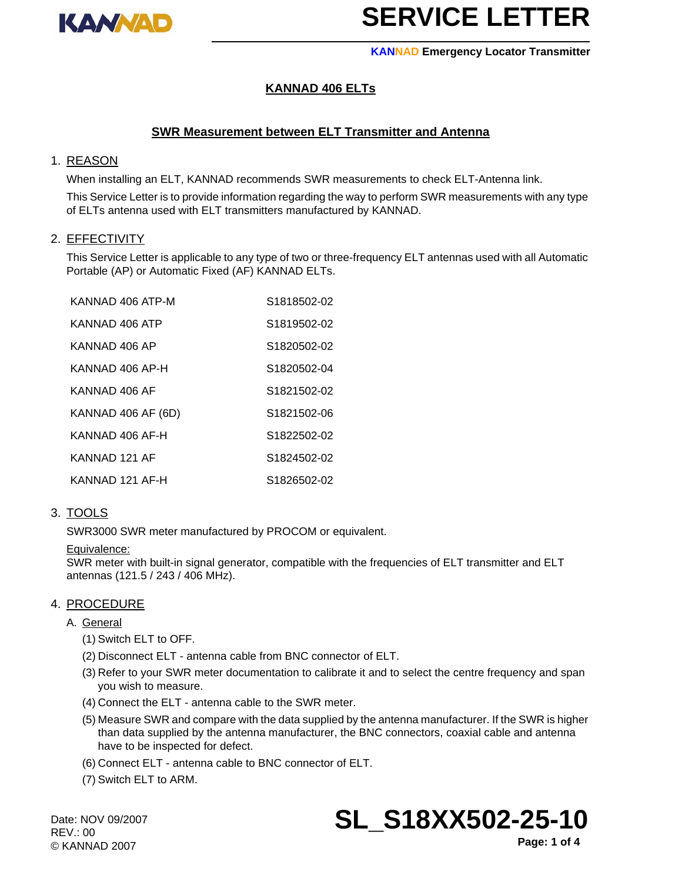# SERVICE LETTER

KANNAD Emergency Locator Transmitter

## KANNAD 406 ELTs

## SWR Measurement between ELT Transmitter and Antenna

### 1. REASON

When installing an ELT, KANNAD recommends SWR measurements to check ELT-Antenna link.

This Service Letter is to provide information regarding the way to perform SWR measurements with any type of ELTs antenna used with ELT transmitters manufactured by KANNAD.

### 2. EFFECTIVITY

This Service Letter is applicable to any type of two or three-frequency ELT antennas used with all Automatic Portable (AP) or Automatic Fixed (AF) KANNAD ELTs.

| | |
|---|---|
| KANNAD 406 ATP-M | S1818502-02 |
| KANNAD 406 ATP | S1819502-02 |
| KANNAD 406 AP | S1820502-02 |
| KANNAD 406 AP-H | S1820502-04 |
| KANNAD 406 AF | S1821502-02 |
| KANNAD 406 AF (6D) | S1821502-06 |
| KANNAD 406 AF-H | S1822502-02 |
| KANNAD 121 AF | S1824502-02 |
| KANNAD 121 AF-H | S1826502-02 |

### 3. TOOLS

SWR3000 SWR meter manufactured by PROCOM or equivalent.

Equivalence:
SWR meter with built-in signal generator, compatible with the frequencies of ELT transmitter and ELT antennas (121.5 / 243 / 406 MHz).

### 4. PROCEDURE

A. General

(1) Switch ELT to OFF.

(2) Disconnect ELT - antenna cable from BNC connector of ELT.

(3) Refer to your SWR meter documentation to calibrate it and to select the centre frequency and span you wish to measure.

(4) Connect the ELT - antenna cable to the SWR meter.

(5) Measure SWR and compare with the data supplied by the antenna manufacturer. If the SWR is higher than data supplied by the antenna manufacturer, the BNC connectors, coaxial cable and antenna have to be inspected for defect.

(6) Connect ELT - antenna cable to BNC connector of ELT.

(7) Switch ELT to ARM.

Date: NOV 09/2007
REV.: 00
© KANNAD 2007

**SL_S18XX502-25-10**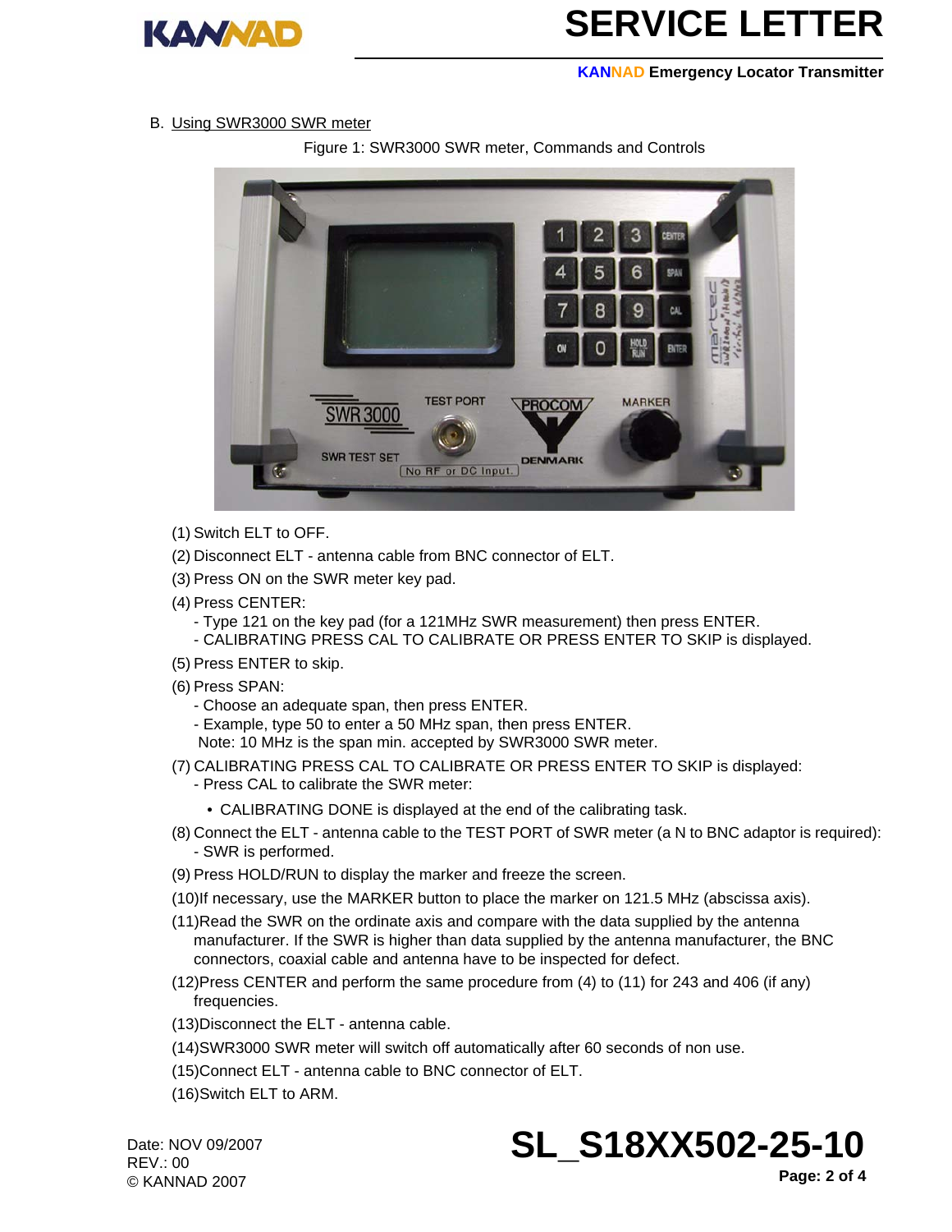B. Using SWR3000 SWR meter

Figure 1: SWR3000 SWR meter, Commands and Controls

(1) Switch ELT to OFF.

(2) Disconnect ELT - antenna cable from BNC connector of ELT.

(3) Press ON on the SWR meter key pad.

(4) Press CENTER:
- Type 121 on the key pad (for a 121MHz SWR measurement) then press ENTER.
- CALIBRATING PRESS CAL TO CALIBRATE OR PRESS ENTER TO SKIP is displayed.

(5) Press ENTER to skip.

(6) Press SPAN:
- Choose an adequate span, then press ENTER.
- Example, type 50 to enter a 50 MHz span, then press ENTER.

Note: 10 MHz is the span min. accepted by SWR3000 SWR meter.

(7) CALIBRATING PRESS CAL TO CALIBRATE OR PRESS ENTER TO SKIP is displayed:
- Press CAL to calibrate the SWR meter:
  - CALIBRATING DONE is displayed at the end of the calibrating task.

(8) Connect the ELT - antenna cable to the TEST PORT of SWR meter (a N to BNC adaptor is required):
- SWR is performed.

(9) Press HOLD/RUN to display the marker and freeze the screen.

(10) If necessary, use the MARKER button to place the marker on 121.5 MHz (abscissa axis).

(11) Read the SWR on the ordinate axis and compare with the data supplied by the antenna manufacturer. If the SWR is higher than data supplied by the antenna manufacturer, the BNC connectors, coaxial cable and antenna have to be inspected for defect.

(12) Press CENTER and perform the same procedure from (4) to (11) for 243 and 406 (if any) frequencies.

(13) Disconnect the ELT - antenna cable.

(14) SWR3000 SWR meter will switch off automatically after 60 seconds of non use.

(15) Connect ELT - antenna cable to BNC connector of ELT.

(16) Switch ELT to ARM.

Date: NOV 09/2007
REV.: 00
© KANNAD 2007

SL_S18XX502-25-10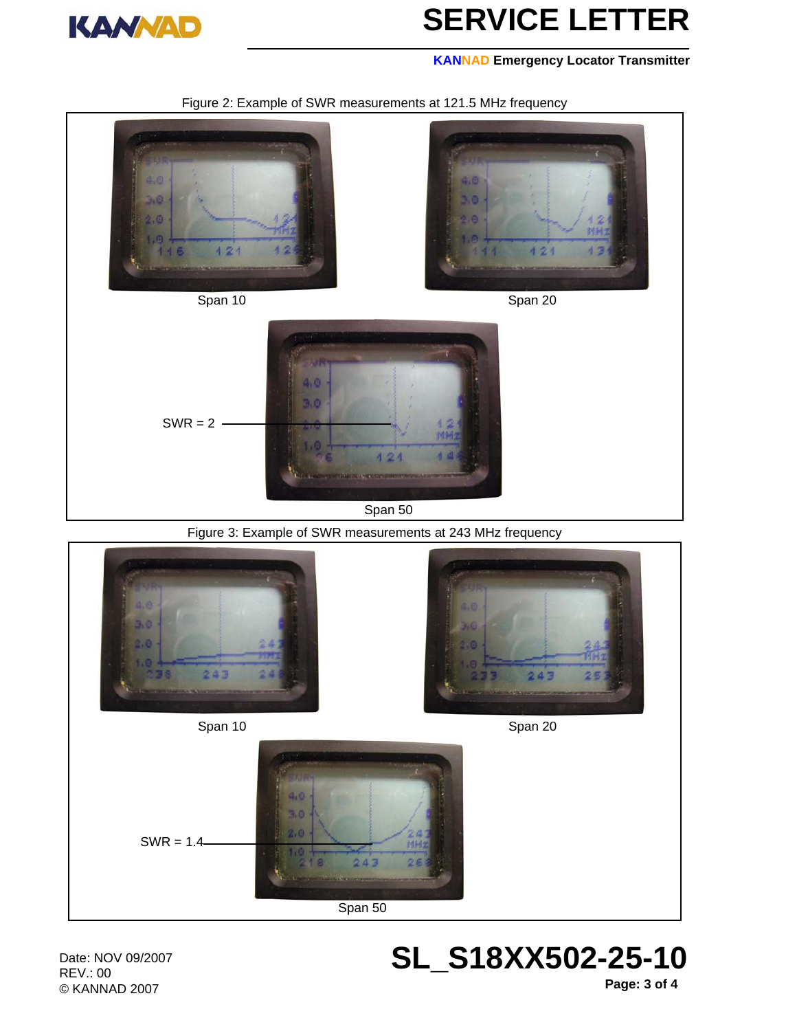Figure 2: Example of SWR measurements at 121.5 MHz frequency

Span 10

Span 20

SWR = 2

Span 50

Figure 3: Example of SWR measurements at 243 MHz frequency

Span 10

Span 20

SWR = 1.4

Span 50

Date: NOV 09/2007
REV.: 00
© KANNAD 2007

**SL_S18XX502-25-10**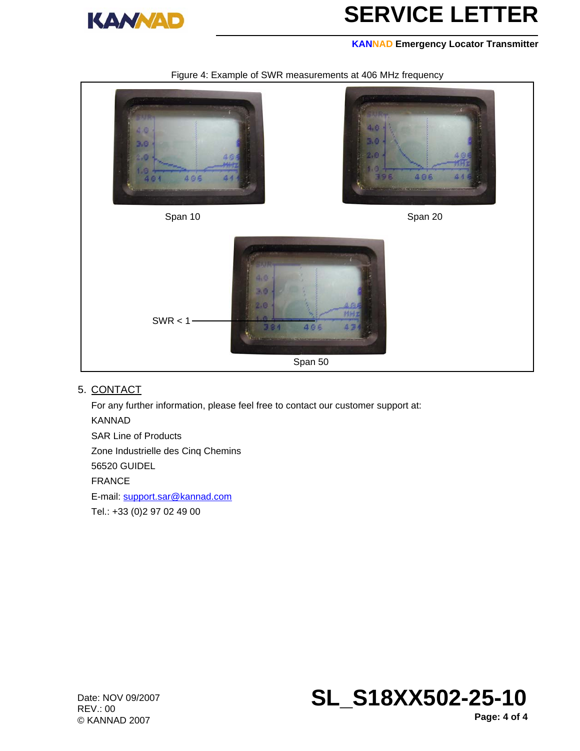Figure 4: Example of SWR measurements at 406 MHz frequency

Span 10

Span 20

SWR < 1

Span 50

## 5. CONTACT

For any further information, please feel free to contact our customer support at:

KANNAD

SAR Line of Products

Zone Industrielle des Cinq Chemins

56520 GUIDEL

FRANCE

E-mail: support.sar@kannad.com

Tel.: +33 (0)2 97 02 49 00

Date: NOV 09/2007
REV.: 00
© KANNAD 2007

**SL_S18XX502-25-10**